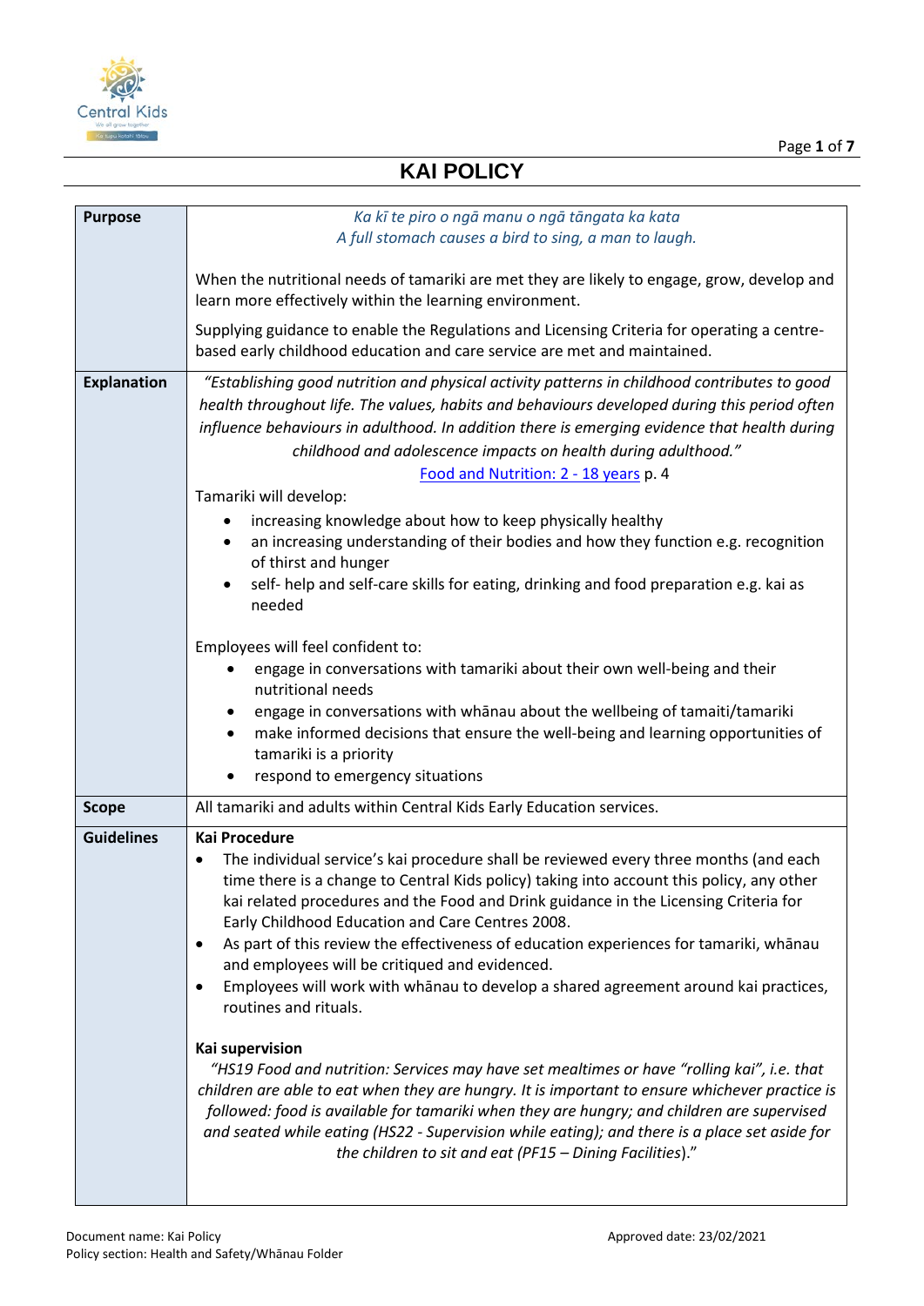# KAI POLICY

| | |
|---|---|
| **Purpose** | *Ka kī te piro o ngā manu o ngā tāngata ka kata*<br>*A full stomach causes a bird to sing, a man to laugh.*<br><br>When the nutritional needs of tamariki are met they are likely to engage, grow, develop and learn more effectively within the learning environment.<br><br>Supplying guidance to enable the Regulations and Licensing Criteria for operating a centre-based early childhood education and care service are met and maintained. |
| **Explanation** | *"Establishing good nutrition and physical activity patterns in childhood contributes to good health throughout life. The values, habits and behaviours developed during this period often influence behaviours in adulthood. In addition there is emerging evidence that health during childhood and adolescence impacts on health during adulthood."*<br>Food and Nutrition: 2 - 18 years p. 4<br><br>Tamariki will develop:<br>• increasing knowledge about how to keep physically healthy<br>• an increasing understanding of their bodies and how they function e.g. recognition of thirst and hunger<br>• self- help and self-care skills for eating, drinking and food preparation e.g. kai as needed<br><br>Employees will feel confident to:<br>• engage in conversations with tamariki about their own well-being and their nutritional needs<br>• engage in conversations with whānau about the wellbeing of tamaiti/tamariki<br>• make informed decisions that ensure the well-being and learning opportunities of tamariki is a priority<br>• respond to emergency situations |
| **Scope** | All tamariki and adults within Central Kids Early Education services. |
| **Guidelines** | **Kai Procedure**<br>• The individual service's kai procedure shall be reviewed every three months (and each time there is a change to Central Kids policy) taking into account this policy, any other kai related procedures and the Food and Drink guidance in the Licensing Criteria for Early Childhood Education and Care Centres 2008.<br>• As part of this review the effectiveness of education experiences for tamariki, whānau and employees will be critiqued and evidenced.<br>• Employees will work with whānau to develop a shared agreement around kai practices, routines and rituals.<br><br>**Kai supervision**<br>*"HS19 Food and nutrition: Services may have set mealtimes or have "rolling kai", i.e. that children are able to eat when they are hungry. It is important to ensure whichever practice is followed: food is available for tamariki when they are hungry; and children are supervised and seated while eating (HS22 - Supervision while eating); and there is a place set aside for the children to sit and eat (PF15 – Dining Facilities)."* |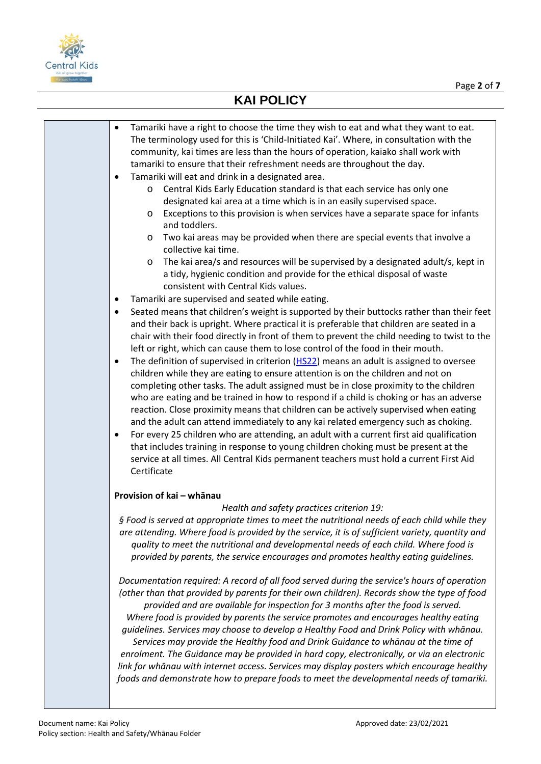- Tamariki have a right to choose the time they wish to eat and what they want to eat. The terminology used for this is 'Child-Initiated Kai'. Where, in consultation with the community, kai times are less than the hours of operation, kaiako shall work with tamariki to ensure that their refreshment needs are throughout the day.
- Tamariki will eat and drink in a designated area.
  - Central Kids Early Education standard is that each service has only one designated kai area at a time which is in an easily supervised space.
  - Exceptions to this provision is when services have a separate space for infants and toddlers.
  - Two kai areas may be provided when there are special events that involve a collective kai time.
  - The kai area/s and resources will be supervised by a designated adult/s, kept in a tidy, hygienic condition and provide for the ethical disposal of waste consistent with Central Kids values.
- Tamariki are supervised and seated while eating.
- Seated means that children's weight is supported by their buttocks rather than their feet and their back is upright. Where practical it is preferable that children are seated in a chair with their food directly in front of them to prevent the child needing to twist to the left or right, which can cause them to lose control of the food in their mouth.
- The definition of supervised in criterion (HS22) means an adult is assigned to oversee children while they are eating to ensure attention is on the children and not on completing other tasks. The adult assigned must be in close proximity to the children who are eating and be trained in how to respond if a child is choking or has an adverse reaction. Close proximity means that children can be actively supervised when eating and the adult can attend immediately to any kai related emergency such as choking.
- For every 25 children who are attending, an adult with a current first aid qualification that includes training in response to young children choking must be present at the service at all times. All Central Kids permanent teachers must hold a current First Aid Certificate

**Provision of kai – whānau**

*Health and safety practices criterion 19:*

*§ Food is served at appropriate times to meet the nutritional needs of each child while they are attending. Where food is provided by the service, it is of sufficient variety, quantity and quality to meet the nutritional and developmental needs of each child. Where food is provided by parents, the service encourages and promotes healthy eating guidelines.*

*Documentation required: A record of all food served during the service's hours of operation (other than that provided by parents for their own children). Records show the type of food provided and are available for inspection for 3 months after the food is served. Where food is provided by parents the service promotes and encourages healthy eating guidelines. Services may choose to develop a Healthy Food and Drink Policy with whānau. Services may provide the Healthy food and Drink Guidance to whānau at the time of enrolment. The Guidance may be provided in hard copy, electronically, or via an electronic link for whānau with internet access. Services may display posters which encourage healthy foods and demonstrate how to prepare foods to meet the developmental needs of tamariki.*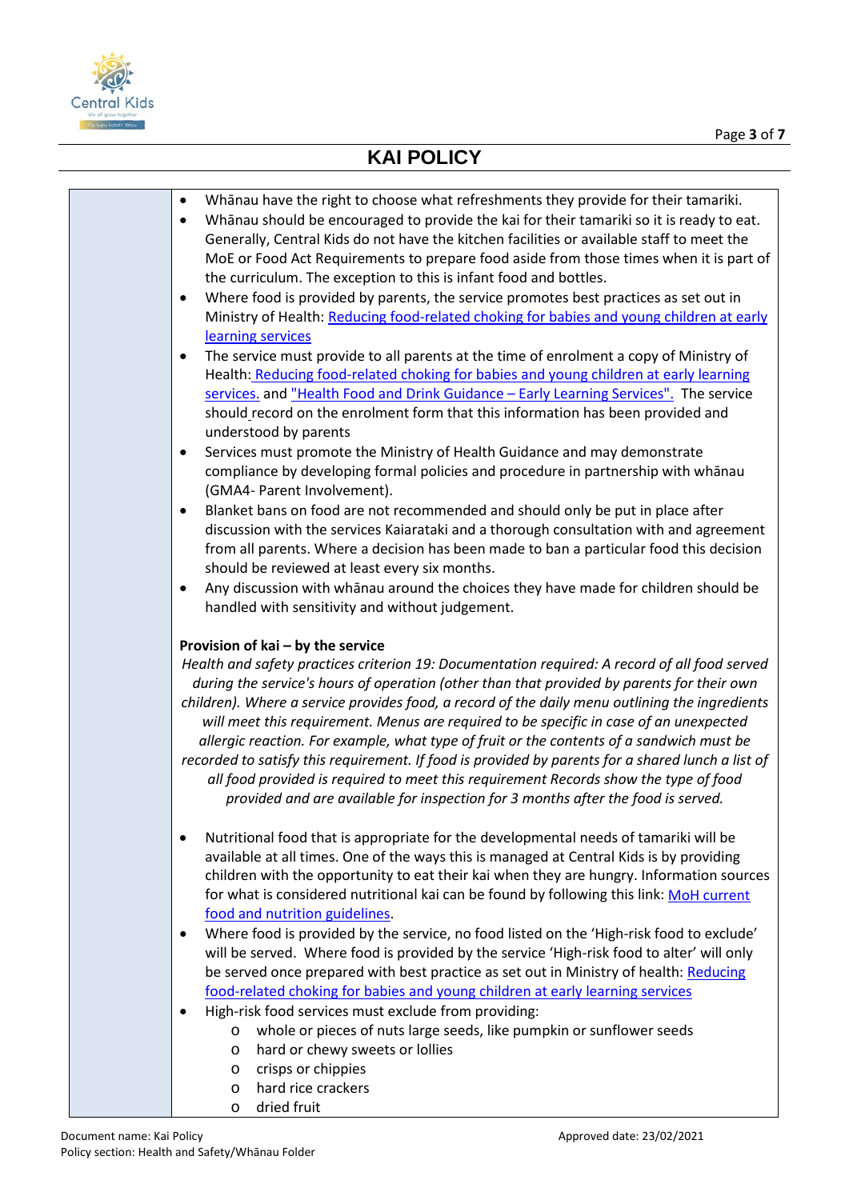- Whānau have the right to choose what refreshments they provide for their tamariki.
- Whānau should be encouraged to provide the kai for their tamariki so it is ready to eat. Generally, Central Kids do not have the kitchen facilities or available staff to meet the MoE or Food Act Requirements to prepare food aside from those times when it is part of the curriculum. The exception to this is infant food and bottles.
- Where food is provided by parents, the service promotes best practices as set out in Ministry of Health: Reducing food-related choking for babies and young children at early learning services
- The service must provide to all parents at the time of enrolment a copy of Ministry of Health: Reducing food-related choking for babies and young children at early learning services. and "Health Food and Drink Guidance – Early Learning Services". The service should record on the enrolment form that this information has been provided and understood by parents
- Services must promote the Ministry of Health Guidance and may demonstrate compliance by developing formal policies and procedure in partnership with whānau (GMA4- Parent Involvement).
- Blanket bans on food are not recommended and should only be put in place after discussion with the services Kaiarataki and a thorough consultation with and agreement from all parents. Where a decision has been made to ban a particular food this decision should be reviewed at least every six months.
- Any discussion with whānau around the choices they have made for children should be handled with sensitivity and without judgement.

**Provision of kai – by the service**

*Health and safety practices criterion 19: Documentation required: A record of all food served during the service's hours of operation (other than that provided by parents for their own children). Where a service provides food, a record of the daily menu outlining the ingredients will meet this requirement. Menus are required to be specific in case of an unexpected allergic reaction. For example, what type of fruit or the contents of a sandwich must be recorded to satisfy this requirement. If food is provided by parents for a shared lunch a list of all food provided is required to meet this requirement Records show the type of food provided and are available for inspection for 3 months after the food is served.*

- Nutritional food that is appropriate for the developmental needs of tamariki will be available at all times. One of the ways this is managed at Central Kids is by providing children with the opportunity to eat their kai when they are hungry. Information sources for what is considered nutritional kai can be found by following this link: MoH current food and nutrition guidelines.
- Where food is provided by the service, no food listed on the 'High-risk food to exclude' will be served. Where food is provided by the service 'High-risk food to alter' will only be served once prepared with best practice as set out in Ministry of health: Reducing food-related choking for babies and young children at early learning services
- High-risk food services must exclude from providing:
  - whole or pieces of nuts large seeds, like pumpkin or sunflower seeds
  - hard or chewy sweets or lollies
  - crisps or chippies
  - hard rice crackers
  - dried fruit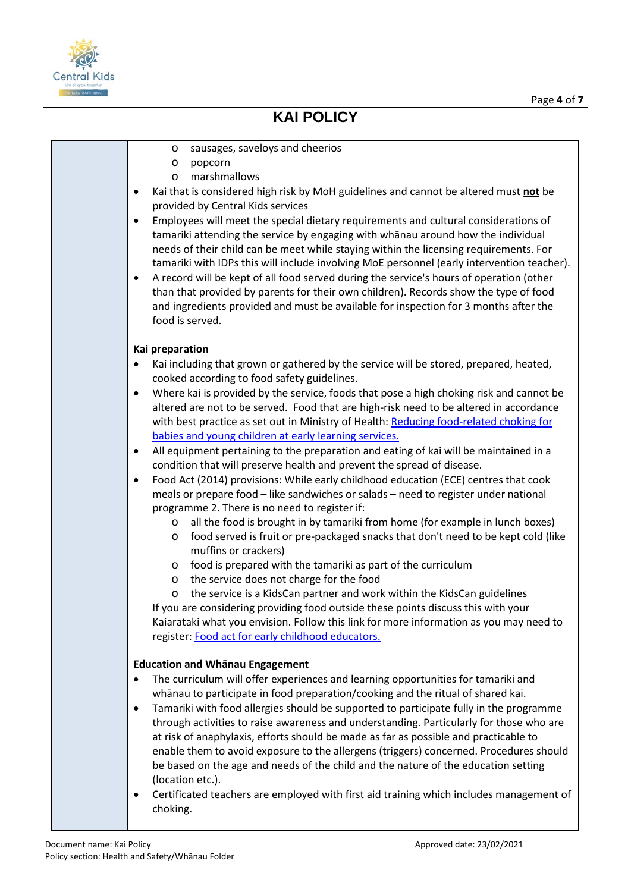- sausages, saveloys and cheerios
  - popcorn
  - marshmallows
- Kai that is considered high risk by MoH guidelines and cannot be altered must **not** be provided by Central Kids services
- Employees will meet the special dietary requirements and cultural considerations of tamariki attending the service by engaging with whānau around how the individual needs of their child can be meet while staying within the licensing requirements. For tamariki with IDPs this will include involving MoE personnel (early intervention teacher).
- A record will be kept of all food served during the service's hours of operation (other than that provided by parents for their own children). Records show the type of food and ingredients provided and must be available for inspection for 3 months after the food is served.

**Kai preparation**

- Kai including that grown or gathered by the service will be stored, prepared, heated, cooked according to food safety guidelines.
- Where kai is provided by the service, foods that pose a high choking risk and cannot be altered are not to be served. Food that are high-risk need to be altered in accordance with best practice as set out in Ministry of Health: Reducing food-related choking for babies and young children at early learning services.
- All equipment pertaining to the preparation and eating of kai will be maintained in a condition that will preserve health and prevent the spread of disease.
- Food Act (2014) provisions: While early childhood education (ECE) centres that cook meals or prepare food – like sandwiches or salads – need to register under national programme 2. There is no need to register if:
  - all the food is brought in by tamariki from home (for example in lunch boxes)
  - food served is fruit or pre-packaged snacks that don't need to be kept cold (like muffins or crackers)
  - food is prepared with the tamariki as part of the curriculum
  - the service does not charge for the food
  - the service is a KidsCan partner and work within the KidsCan guidelines

  If you are considering providing food outside these points discuss this with your Kaiarataki what you envision. Follow this link for more information as you may need to register: Food act for early childhood educators.

**Education and Whānau Engagement**

- The curriculum will offer experiences and learning opportunities for tamariki and whānau to participate in food preparation/cooking and the ritual of shared kai.
- Tamariki with food allergies should be supported to participate fully in the programme through activities to raise awareness and understanding. Particularly for those who are at risk of anaphylaxis, efforts should be made as far as possible and practicable to enable them to avoid exposure to the allergens (triggers) concerned. Procedures should be based on the age and needs of the child and the nature of the education setting (location etc.).
- Certificated teachers are employed with first aid training which includes management of choking.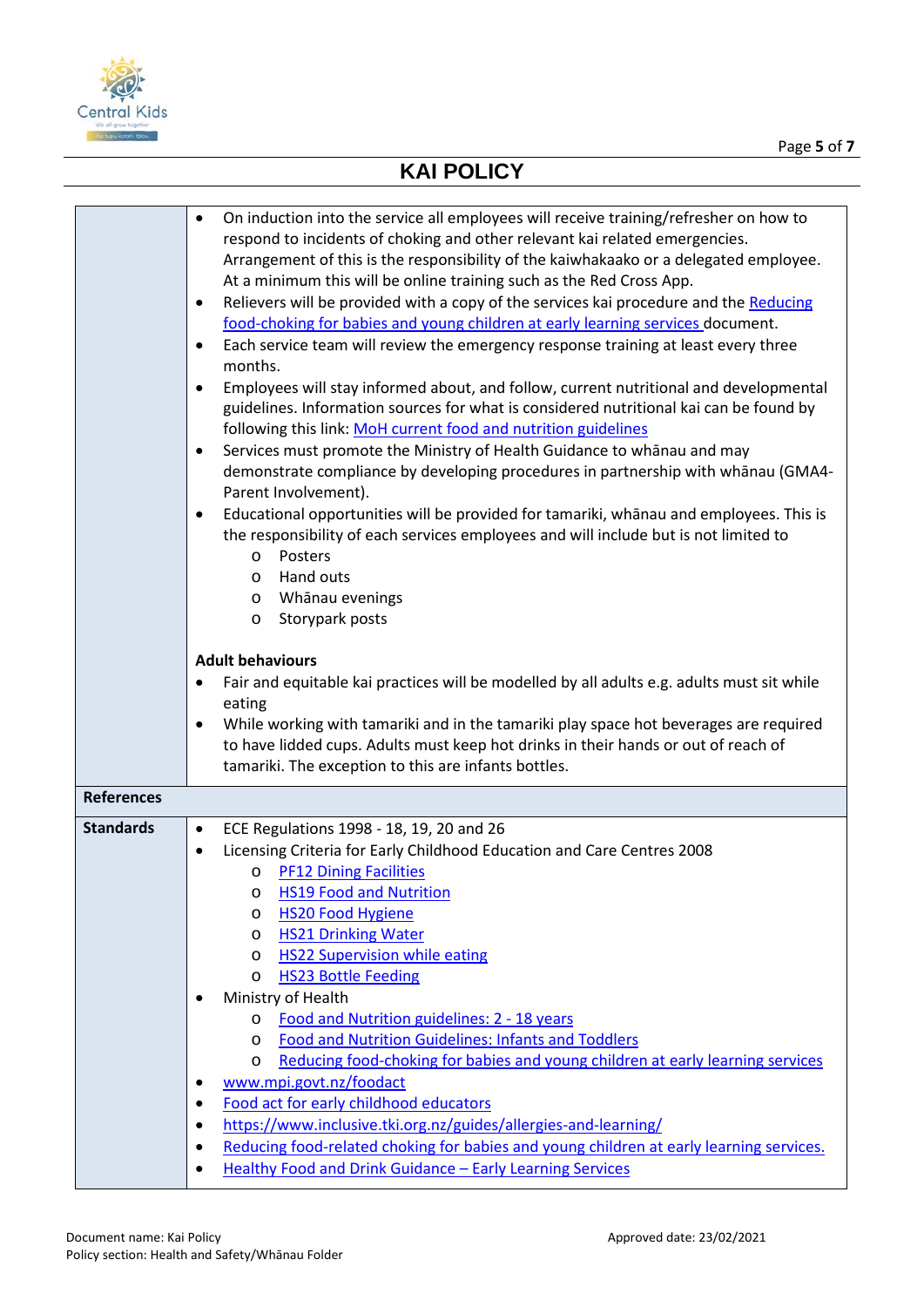# KAI POLICY

| | |
|---|---|
| | • On induction into the service all employees will receive training/refresher on how to respond to incidents of choking and other relevant kai related emergencies. Arrangement of this is the responsibility of the kaiwhakaako or a delegated employee. At a minimum this will be online training such as the Red Cross App.<br>• Relievers will be provided with a copy of the services kai procedure and the Reducing food-choking for babies and young children at early learning services document.<br>• Each service team will review the emergency response training at least every three months.<br>• Employees will stay informed about, and follow, current nutritional and developmental guidelines. Information sources for what is considered nutritional kai can be found by following this link: MoH current food and nutrition guidelines<br>• Services must promote the Ministry of Health Guidance to whānau and may demonstrate compliance by developing procedures in partnership with whānau (GMA4-Parent Involvement).<br>• Educational opportunities will be provided for tamariki, whānau and employees. This is the responsibility of each services employees and will include but is not limited to<br>  o Posters<br>  o Hand outs<br>  o Whānau evenings<br>  o Storypark posts<br><br>**Adult behaviours**<br>• Fair and equitable kai practices will be modelled by all adults e.g. adults must sit while eating<br>• While working with tamariki and in the tamariki play space hot beverages are required to have lidded cups. Adults must keep hot drinks in their hands or out of reach of tamariki. The exception to this are infants bottles. |
| **References** | |
| **Standards** | • ECE Regulations 1998 - 18, 19, 20 and 26<br>• Licensing Criteria for Early Childhood Education and Care Centres 2008<br>  o PF12 Dining Facilities<br>  o HS19 Food and Nutrition<br>  o HS20 Food Hygiene<br>  o HS21 Drinking Water<br>  o HS22 Supervision while eating<br>  o HS23 Bottle Feeding<br>• Ministry of Health<br>  o Food and Nutrition guidelines: 2 - 18 years<br>  o Food and Nutrition Guidelines: Infants and Toddlers<br>  o Reducing food-choking for babies and young children at early learning services<br>• www.mpi.govt.nz/foodact<br>• Food act for early childhood educators<br>• https://www.inclusive.tki.org.nz/guides/allergies-and-learning/<br>• Reducing food-related choking for babies and young children at early learning services.<br>• Healthy Food and Drink Guidance – Early Learning Services |

Document name: Kai Policy
Policy section: Health and Safety/Whānau Folder
Approved date: 23/02/2021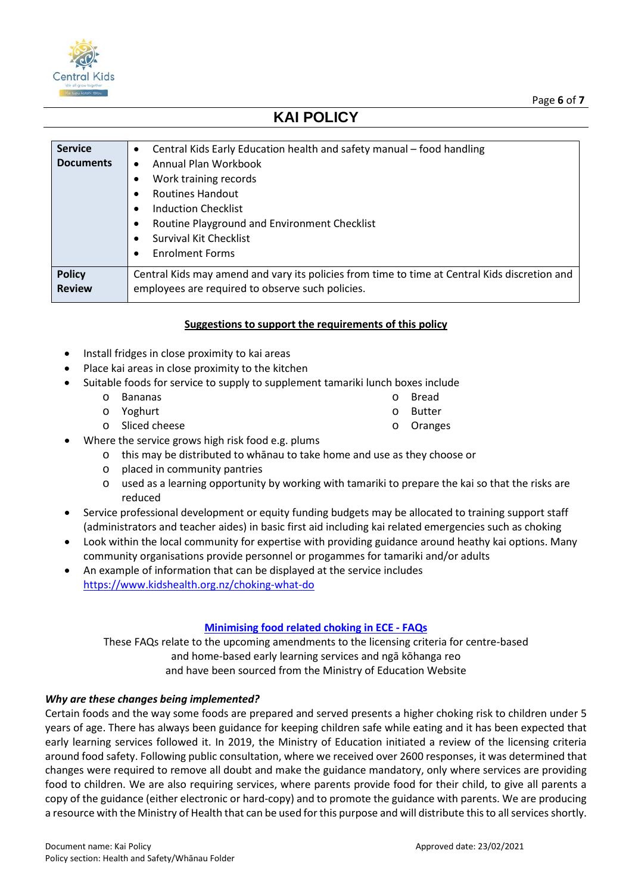| | |
|---|---|
| **Service Documents** | • Central Kids Early Education health and safety manual – food handling<br>• Annual Plan Workbook<br>• Work training records<br>• Routines Handout<br>• Induction Checklist<br>• Routine Playground and Environment Checklist<br>• Survival Kit Checklist<br>• Enrolment Forms |
| **Policy Review** | Central Kids may amend and vary its policies from time to time at Central Kids discretion and employees are required to observe such policies. |

**Suggestions to support the requirements of this policy**

- Install fridges in close proximity to kai areas
- Place kai areas in close proximity to the kitchen
- Suitable foods for service to supply to supplement tamariki lunch boxes include
  - Bananas
  - Yoghurt
  - Sliced cheese
  - Bread
  - Butter
  - Oranges
- Where the service grows high risk food e.g. plums
  - this may be distributed to whānau to take home and use as they choose or
  - placed in community pantries
  - used as a learning opportunity by working with tamariki to prepare the kai so that the risks are reduced
- Service professional development or equity funding budgets may be allocated to training support staff (administrators and teacher aides) in basic first aid including kai related emergencies such as choking
- Look within the local community for expertise with providing guidance around heathy kai options. Many community organisations provide personnel or progammes for tamariki and/or adults
- An example of information that can be displayed at the service includes https://www.kidshealth.org.nz/choking-what-do

**Minimising food related choking in ECE - FAQs**

These FAQs relate to the upcoming amendments to the licensing criteria for centre-based and home-based early learning services and ngā kōhanga reo and have been sourced from the Ministry of Education Website

***Why are these changes being implemented?***

Certain foods and the way some foods are prepared and served presents a higher choking risk to children under 5 years of age. There has always been guidance for keeping children safe while eating and it has been expected that early learning services followed it. In 2019, the Ministry of Education initiated a review of the licensing criteria around food safety. Following public consultation, where we received over 2600 responses, it was determined that changes were required to remove all doubt and make the guidance mandatory, only where services are providing food to children. We are also requiring services, where parents provide food for their child, to give all parents a copy of the guidance (either electronic or hard-copy) and to promote the guidance with parents. We are producing a resource with the Ministry of Health that can be used for this purpose and will distribute this to all services shortly.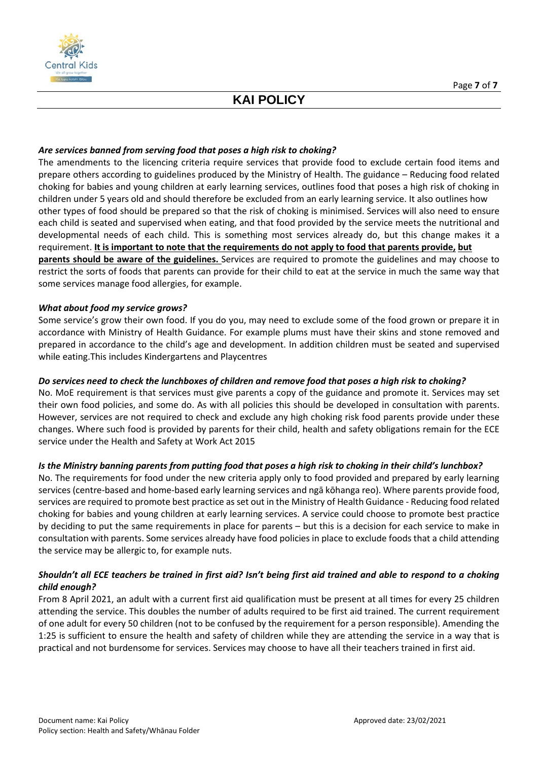# KAI POLICY

***Are services banned from serving food that poses a high risk to choking?***

The amendments to the licencing criteria require services that provide food to exclude certain food items and prepare others according to guidelines produced by the Ministry of Health. The guidance – Reducing food related choking for babies and young children at early learning services, outlines food that poses a high risk of choking in children under 5 years old and should therefore be excluded from an early learning service. It also outlines how other types of food should be prepared so that the risk of choking is minimised. Services will also need to ensure each child is seated and supervised when eating, and that food provided by the service meets the nutritional and developmental needs of each child. This is something most services already do, but this change makes it a requirement. **It is important to note that the requirements do not apply to food that parents provide, but parents should be aware of the guidelines.** Services are required to promote the guidelines and may choose to restrict the sorts of foods that parents can provide for their child to eat at the service in much the same way that some services manage food allergies, for example.

***What about food my service grows?***

Some service's grow their own food. If you do you, may need to exclude some of the food grown or prepare it in accordance with Ministry of Health Guidance. For example plums must have their skins and stone removed and prepared in accordance to the child's age and development. In addition children must be seated and supervised while eating.This includes Kindergartens and Playcentres

***Do services need to check the lunchboxes of children and remove food that poses a high risk to choking?***

No. MoE requirement is that services must give parents a copy of the guidance and promote it. Services may set their own food policies, and some do. As with all policies this should be developed in consultation with parents. However, services are not required to check and exclude any high choking risk food parents provide under these changes. Where such food is provided by parents for their child, health and safety obligations remain for the ECE service under the Health and Safety at Work Act 2015

***Is the Ministry banning parents from putting food that poses a high risk to choking in their child's lunchbox?***

No. The requirements for food under the new criteria apply only to food provided and prepared by early learning services (centre-based and home-based early learning services and ngā kōhanga reo). Where parents provide food, services are required to promote best practice as set out in the Ministry of Health Guidance - Reducing food related choking for babies and young children at early learning services. A service could choose to promote best practice by deciding to put the same requirements in place for parents – but this is a decision for each service to make in consultation with parents. Some services already have food policies in place to exclude foods that a child attending the service may be allergic to, for example nuts.

***Shouldn't all ECE teachers be trained in first aid? Isn't being first aid trained and able to respond to a choking child enough?***

From 8 April 2021, an adult with a current first aid qualification must be present at all times for every 25 children attending the service. This doubles the number of adults required to be first aid trained. The current requirement of one adult for every 50 children (not to be confused by the requirement for a person responsible). Amending the 1:25 is sufficient to ensure the health and safety of children while they are attending the service in a way that is practical and not burdensome for services. Services may choose to have all their teachers trained in first aid.